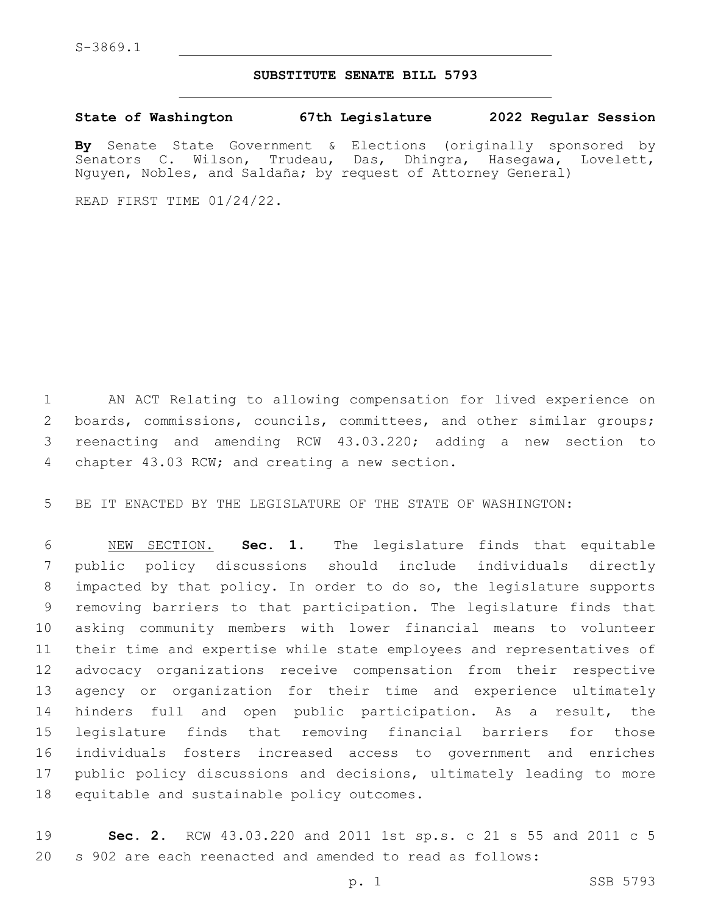S-3869.1

# SUBSTITUTE SENATE BILL 5793

**State of Washington 67th Legislature 2022 Regular Session**

**By** Senate State Government & Elections (originally sponsored by Senators C. Wilson, Trudeau, Das, Dhingra, Hasegawa, Lovelett, Nguyen, Nobles, and Saldaña; by request of Attorney General)

READ FIRST TIME 01/24/22.

AN ACT Relating to allowing compensation for lived experience on boards, commissions, councils, committees, and other similar groups; reenacting and amending RCW 43.03.220; adding a new section to chapter 43.03 RCW; and creating a new section.

BE IT ENACTED BY THE LEGISLATURE OF THE STATE OF WASHINGTON:

NEW SECTION. **Sec. 1.** The legislature finds that equitable public policy discussions should include individuals directly impacted by that policy. In order to do so, the legislature supports removing barriers to that participation. The legislature finds that asking community members with lower financial means to volunteer their time and expertise while state employees and representatives of advocacy organizations receive compensation from their respective agency or organization for their time and experience ultimately hinders full and open public participation. As a result, the legislature finds that removing financial barriers for those individuals fosters increased access to government and enriches public policy discussions and decisions, ultimately leading to more equitable and sustainable policy outcomes.

**Sec. 2.** RCW 43.03.220 and 2011 1st sp.s. c 21 s 55 and 2011 c 5 s 902 are each reenacted and amended to read as follows: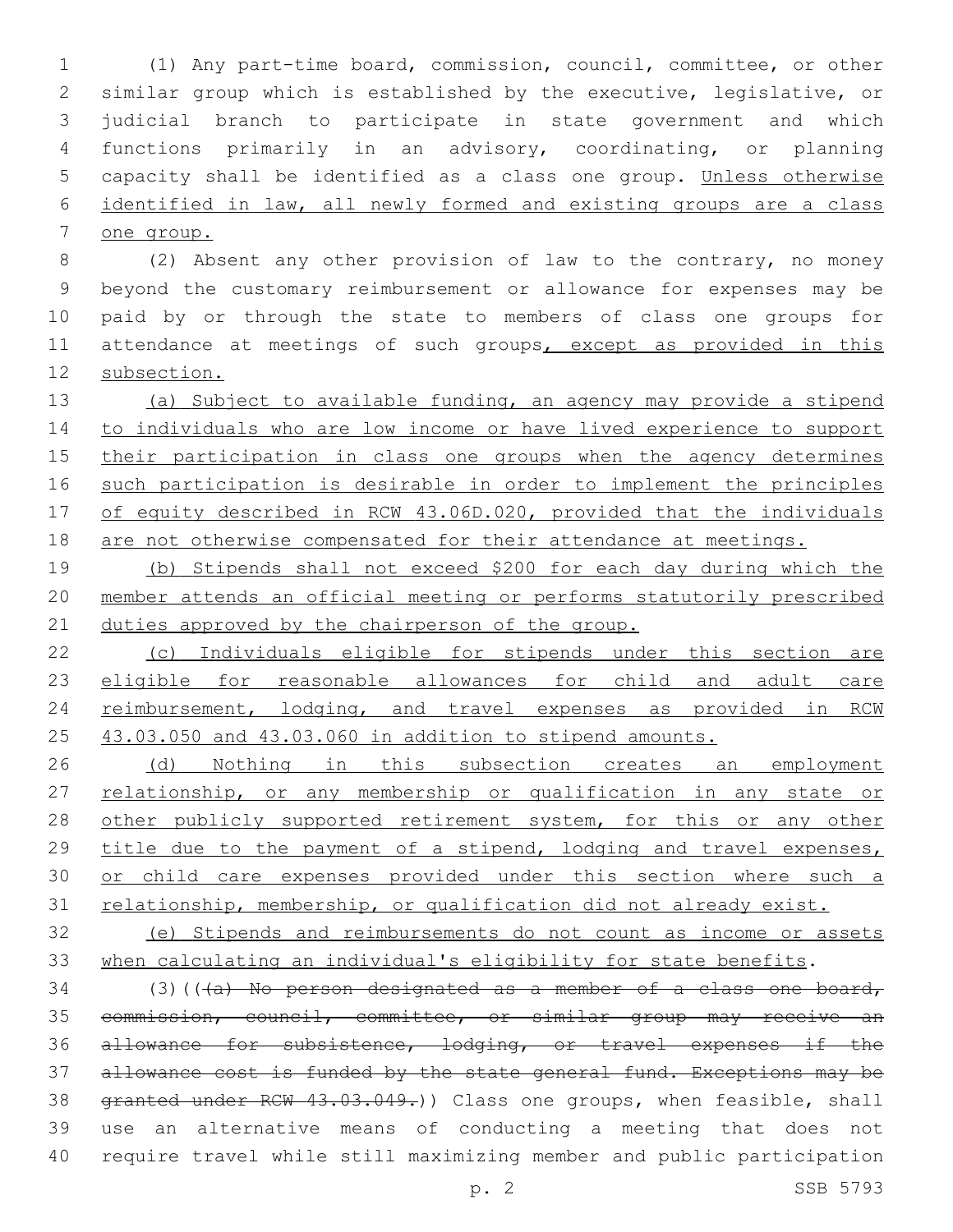(1) Any part-time board, commission, council, committee, or other similar group which is established by the executive, legislative, or judicial branch to participate in state government and which functions primarily in an advisory, coordinating, or planning capacity shall be identified as a class one group. <u>Unless otherwise identified in law, all newly formed and existing groups are a class one group.</u>

(2) Absent any other provision of law to the contrary, no money beyond the customary reimbursement or allowance for expenses may be paid by or through the state to members of class one groups for attendance at meetings of such groups<u>, except as provided in this subsection.</u>

<u>(a) Subject to available funding, an agency may provide a stipend to individuals who are low income or have lived experience to support their participation in class one groups when the agency determines such participation is desirable in order to implement the principles of equity described in RCW 43.06D.020, provided that the individuals are not otherwise compensated for their attendance at meetings.</u>

<u>(b) Stipends shall not exceed $200 for each day during which the member attends an official meeting or performs statutorily prescribed duties approved by the chairperson of the group.</u>

<u>(c) Individuals eligible for stipends under this section are eligible for reasonable allowances for child and adult care reimbursement, lodging, and travel expenses as provided in RCW 43.03.050 and 43.03.060 in addition to stipend amounts.</u>

<u>(d) Nothing in this subsection creates an employment relationship, or any membership or qualification in any state or other publicly supported retirement system, for this or any other title due to the payment of a stipend, lodging and travel expenses, or child care expenses provided under this section where such a relationship, membership, or qualification did not already exist.</u>

<u>(e) Stipends and reimbursements do not count as income or assets when calculating an individual's eligibility for state benefits</u>.

(3)((~~(a) No person designated as a member of a class one board, commission, council, committee, or similar group may receive an allowance for subsistence, lodging, or travel expenses if the allowance cost is funded by the state general fund. Exceptions may be granted under RCW 43.03.049.~~)) Class one groups, when feasible, shall use an alternative means of conducting a meeting that does not require travel while still maximizing member and public participation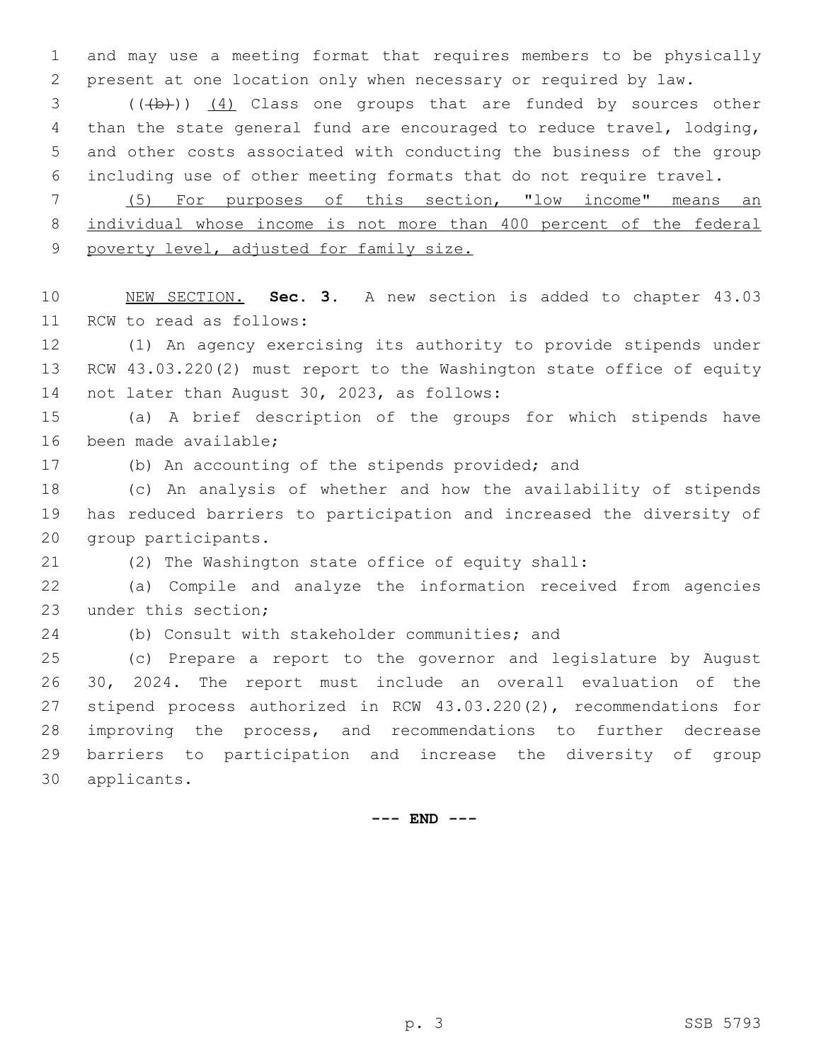and may use a meeting format that requires members to be physically present at one location only when necessary or required by law.

((~~(b)~~)) (4) Class one groups that are funded by sources other than the state general fund are encouraged to reduce travel, lodging, and other costs associated with conducting the business of the group including use of other meeting formats that do not require travel.

(5) For purposes of this section, "low income" means an individual whose income is not more than 400 percent of the federal poverty level, adjusted for family size.

NEW SECTION. **Sec. 3.** A new section is added to chapter 43.03 RCW to read as follows:

(1) An agency exercising its authority to provide stipends under RCW 43.03.220(2) must report to the Washington state office of equity not later than August 30, 2023, as follows:

(a) A brief description of the groups for which stipends have been made available;

(b) An accounting of the stipends provided; and

(c) An analysis of whether and how the availability of stipends has reduced barriers to participation and increased the diversity of group participants.

(2) The Washington state office of equity shall:

(a) Compile and analyze the information received from agencies under this section;

(b) Consult with stakeholder communities; and

(c) Prepare a report to the governor and legislature by August 30, 2024. The report must include an overall evaluation of the stipend process authorized in RCW 43.03.220(2), recommendations for improving the process, and recommendations to further decrease barriers to participation and increase the diversity of group applicants.

**--- END ---**